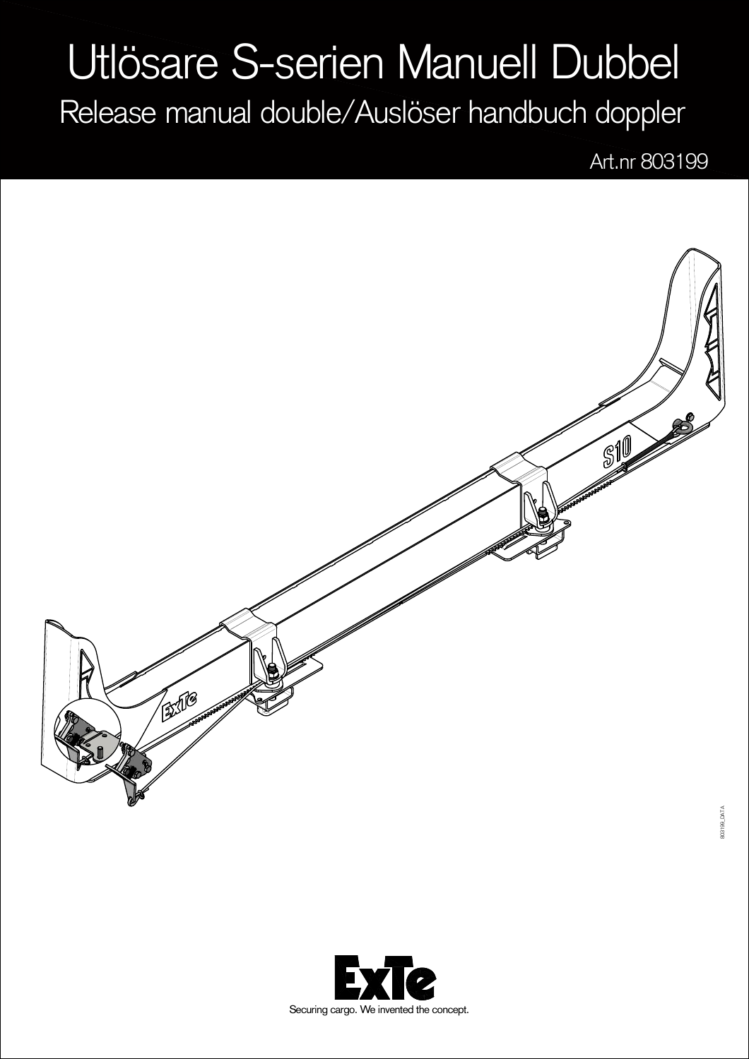# Utlösare S-serien Manuell Dubbel

## Release manual double/Auslöser handbuch doppler

Art.nr 803199

Securing cargo. We invented the concept.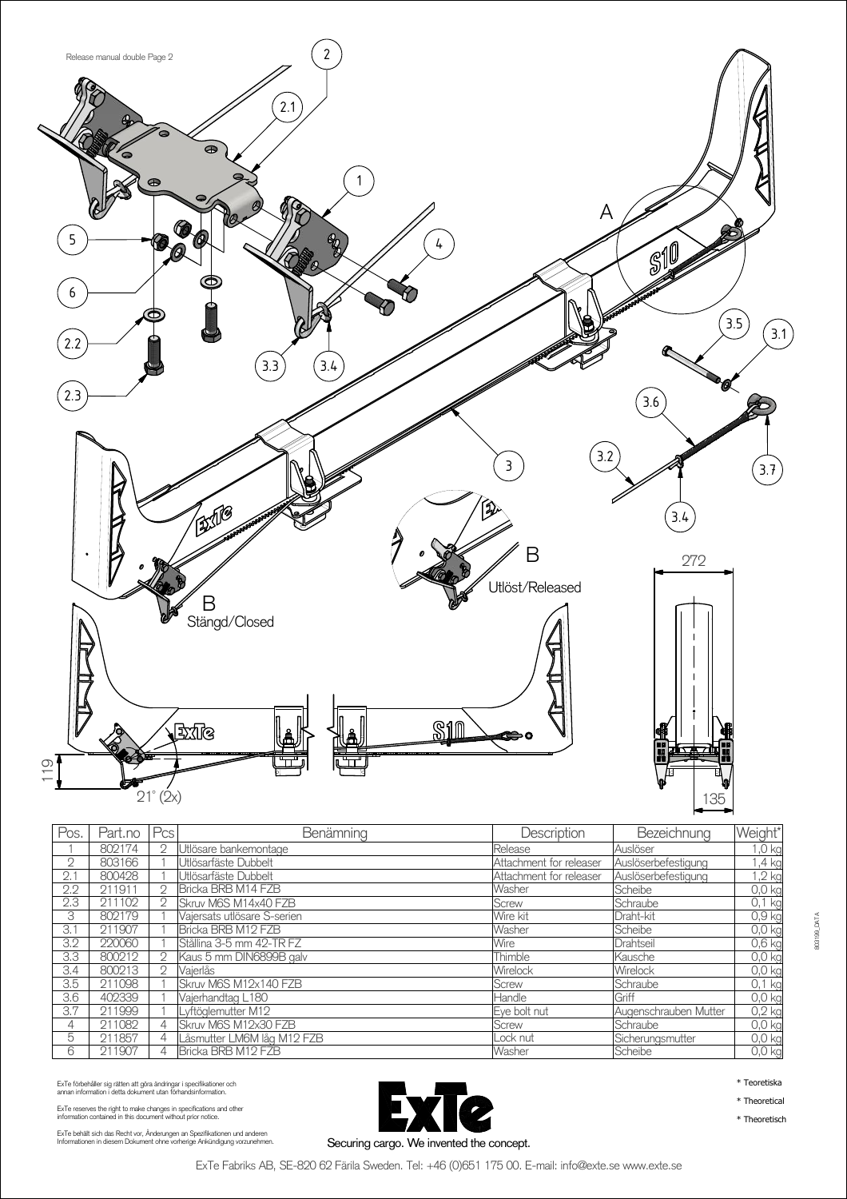Release manual double Page 2

2

2.1

1

A

5

4

6

3.5

3.1

2.2

3.3

3.4

2.3

3.6

3

3.2

3.7

3.4

B

Utlöst/Released

272

B

Stängd/Closed

119

21° (2x)

135

| Pos. | Part.no | Pcs | Benämning | Description | Bezeichnung | Weight* |
|---|---|---|---|---|---|---|
| 1 | 802174 | 2 | Utlösare bankemontage | Release | Auslöser | 1,0 kg |
| 2 | 803166 | 1 | Utlösarfäste Dubbelt | Attachment for releaser | Auslöserbefestigung | 1,4 kg |
| 2.1 | 800428 | 1 | Utlösarfäste Dubbelt | Attachment for releaser | Auslöserbefestigung | 1,2 kg |
| 2.2 | 211911 | 2 | Bricka BRB M14 FZB | Washer | Scheibe | 0,0 kg |
| 2.3 | 211102 | 2 | Skruv M6S M14x40 FZB | Screw | Schraube | 0,1 kg |
| 3 | 802179 | 1 | Vajersats utlösare S-serien | Wire kit | Draht-kit | 0,9 kg |
| 3.1 | 211907 | 1 | Bricka BRB M12 FZB | Washer | Scheibe | 0,0 kg |
| 3.2 | 220060 | 1 | Ställina 3-5 mm 42-TR FZ | Wire | Drahtseil | 0,6 kg |
| 3.3 | 800212 | 2 | Kaus 5 mm DIN6899B galv | Thimble | Kausche | 0,0 kg |
| 3.4 | 800213 | 2 | Vajerlås | Wirelock | Wirelock | 0,0 kg |
| 3.5 | 211098 | 1 | Skruv M6S M12x140 FZB | Screw | Schraube | 0,1 kg |
| 3.6 | 402339 | 1 | Vajerhandtag L180 | Handle | Griff | 0,0 kg |
| 3.7 | 211999 | 1 | Lyftöglemutter M12 | Eye bolt nut | Augenschrauben Mutter | 0,2 kg |
| 4 | 211082 | 4 | Skruv M6S M12x30 FZB | Screw | Schraube | 0,0 kg |
| 5 | 211857 | 4 | Låsmutter LM6M låg M12 FZB | Lock nut | Sicherungsmutter | 0,0 kg |
| 6 | 211907 | 4 | Bricka BRB M12 FZB | Washer | Scheibe | 0,0 kg |

803199_DXT A

ExTe förbehåller sig rätten att göra ändringar i specifikationer och annan information i detta dokument utan förhandsinformation.

ExTe reserves the right to make changes in specifications and other information contained in this document without prior notice.

ExTe behält sich das Recht vor, Änderungen an Spezifikationen und anderen Informationen in diesem Dokument ohne vorherige Ankündigung vorzunehmen.

ExTe

Securing cargo. We invented the concept.

* Teoretiska

* Theoretical

* Theoretisch

ExTe Fabriks AB, SE-820 62 Färila Sweden. Tel: +46 (0)651 175 00. E-mail: info@exte.se www.exte.se